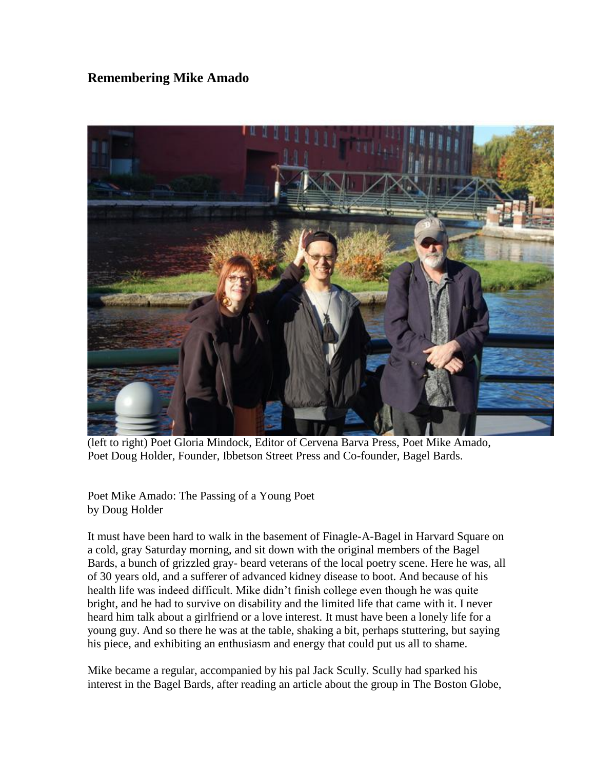## Remembering Mike Amado

(left to right) Poet Gloria Mindock, Editor of Cervena Barva Press, Poet Mike Amado, Poet Doug Holder, Founder, Ibbetson Street Press and Co-founder, Bagel Bards.

Poet Mike Amado: The Passing of a Young Poet
by Doug Holder

It must have been hard to walk in the basement of Finagle-A-Bagel in Harvard Square on a cold, gray Saturday morning, and sit down with the original members of the Bagel Bards, a bunch of grizzled gray- beard veterans of the local poetry scene. Here he was, all of 30 years old, and a sufferer of advanced kidney disease to boot. And because of his health life was indeed difficult. Mike didn't finish college even though he was quite bright, and he had to survive on disability and the limited life that came with it. I never heard him talk about a girlfriend or a love interest. It must have been a lonely life for a young guy. And so there he was at the table, shaking a bit, perhaps stuttering, but saying his piece, and exhibiting an enthusiasm and energy that could put us all to shame.

Mike became a regular, accompanied by his pal Jack Scully. Scully had sparked his interest in the Bagel Bards, after reading an article about the group in The Boston Globe,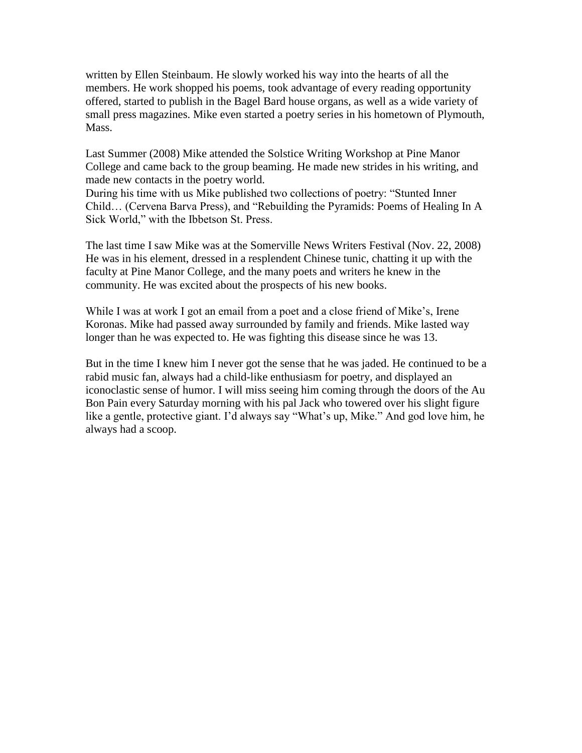written by Ellen Steinbaum. He slowly worked his way into the hearts of all the members. He work shopped his poems, took advantage of every reading opportunity offered, started to publish in the Bagel Bard house organs, as well as a wide variety of small press magazines. Mike even started a poetry series in his hometown of Plymouth, Mass.

Last Summer (2008) Mike attended the Solstice Writing Workshop at Pine Manor College and came back to the group beaming. He made new strides in his writing, and made new contacts in the poetry world.
During his time with us Mike published two collections of poetry: "Stunted Inner Child… (Cervena Barva Press), and "Rebuilding the Pyramids: Poems of Healing In A Sick World," with the Ibbetson St. Press.

The last time I saw Mike was at the Somerville News Writers Festival (Nov. 22, 2008) He was in his element, dressed in a resplendent Chinese tunic, chatting it up with the faculty at Pine Manor College, and the many poets and writers he knew in the community. He was excited about the prospects of his new books.

While I was at work I got an email from a poet and a close friend of Mike's, Irene Koronas. Mike had passed away surrounded by family and friends. Mike lasted way longer than he was expected to. He was fighting this disease since he was 13.

But in the time I knew him I never got the sense that he was jaded. He continued to be a rabid music fan, always had a child-like enthusiasm for poetry, and displayed an iconoclastic sense of humor. I will miss seeing him coming through the doors of the Au Bon Pain every Saturday morning with his pal Jack who towered over his slight figure like a gentle, protective giant. I'd always say "What's up, Mike." And god love him, he always had a scoop.